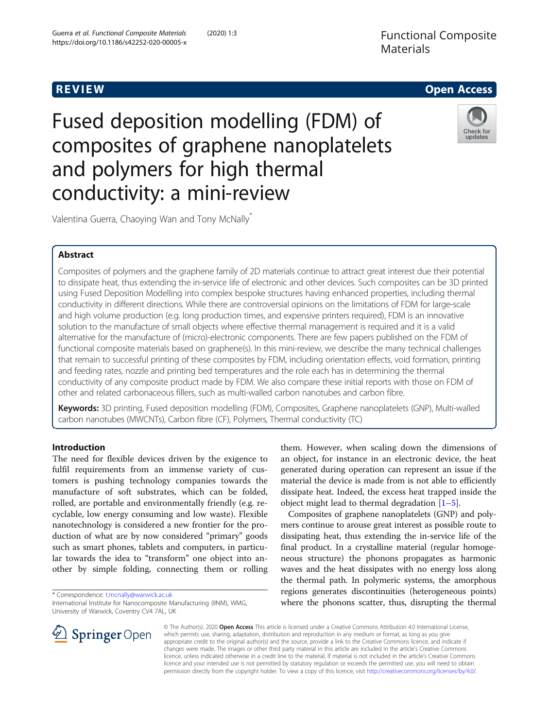REVIEW

Open Access

# Fused deposition modelling (FDM) of composites of graphene nanoplatelets and polymers for high thermal conductivity: a mini-review

Valentina Guerra, Chaoying Wan and Tony McNally*

## Abstract

Composites of polymers and the graphene family of 2D materials continue to attract great interest due their potential to dissipate heat, thus extending the in-service life of electronic and other devices. Such composites can be 3D printed using Fused Deposition Modelling into complex bespoke structures having enhanced properties, including thermal conductivity in different directions. While there are controversial opinions on the limitations of FDM for large-scale and high volume production (e.g. long production times, and expensive printers required), FDM is an innovative solution to the manufacture of small objects where effective thermal management is required and it is a valid alternative for the manufacture of (micro)-electronic components. There are few papers published on the FDM of functional composite materials based on graphene(s). In this mini-review, we describe the many technical challenges that remain to successful printing of these composites by FDM, including orientation effects, void formation, printing and feeding rates, nozzle and printing bed temperatures and the role each has in determining the thermal conductivity of any composite product made by FDM. We also compare these initial reports with those on FDM of other and related carbonaceous fillers, such as multi-walled carbon nanotubes and carbon fibre.

**Keywords:** 3D printing, Fused deposition modelling (FDM), Composites, Graphene nanoplatelets (GNP), Multi-walled carbon nanotubes (MWCNTs), Carbon fibre (CF), Polymers, Thermal conductivity (TC)

## Introduction

The need for flexible devices driven by the exigence to fulfil requirements from an immense variety of customers is pushing technology companies towards the manufacture of soft substrates, which can be folded, rolled, are portable and environmentally friendly (e.g. recyclable, low energy consuming and low waste). Flexible nanotechnology is considered a new frontier for the production of what are by now considered "primary" goods such as smart phones, tablets and computers, in particular towards the idea to "transform" one object into another by simple folding, connecting them or rolling them. However, when scaling down the dimensions of an object, for instance in an electronic device, the heat generated during operation can represent an issue if the material the device is made from is not able to efficiently dissipate heat. Indeed, the excess heat trapped inside the object might lead to thermal degradation [1–5].

Composites of graphene nanoplatelets (GNP) and polymers continue to arouse great interest as possible route to dissipating heat, thus extending the in-service life of the final product. In a crystalline material (regular homogeneous structure) the phonons propagates as harmonic waves and the heat dissipates with no energy loss along the thermal path. In polymeric systems, the amorphous regions generates discontinuities (heterogeneous points) where the phonons scatter, thus, disrupting the thermal

* Correspondence: t.mcnally@warwick.ac.uk
International Institute for Nanocomposite Manufacturing (IINM), WMG, University of Warwick, Coventry CV4 7AL, UK

© The Author(s). 2020 **Open Access** This article is licensed under a Creative Commons Attribution 4.0 International License, which permits use, sharing, adaptation, distribution and reproduction in any medium or format, as long as you give appropriate credit to the original author(s) and the source, provide a link to the Creative Commons licence, and indicate if changes were made. The images or other third party material in this article are included in the article's Creative Commons licence, unless indicated otherwise in a credit line to the material. If material is not included in the article's Creative Commons licence and your intended use is not permitted by statutory regulation or exceeds the permitted use, you will need to obtain permission directly from the copyright holder. To view a copy of this licence, visit http://creativecommons.org/licenses/by/4.0/.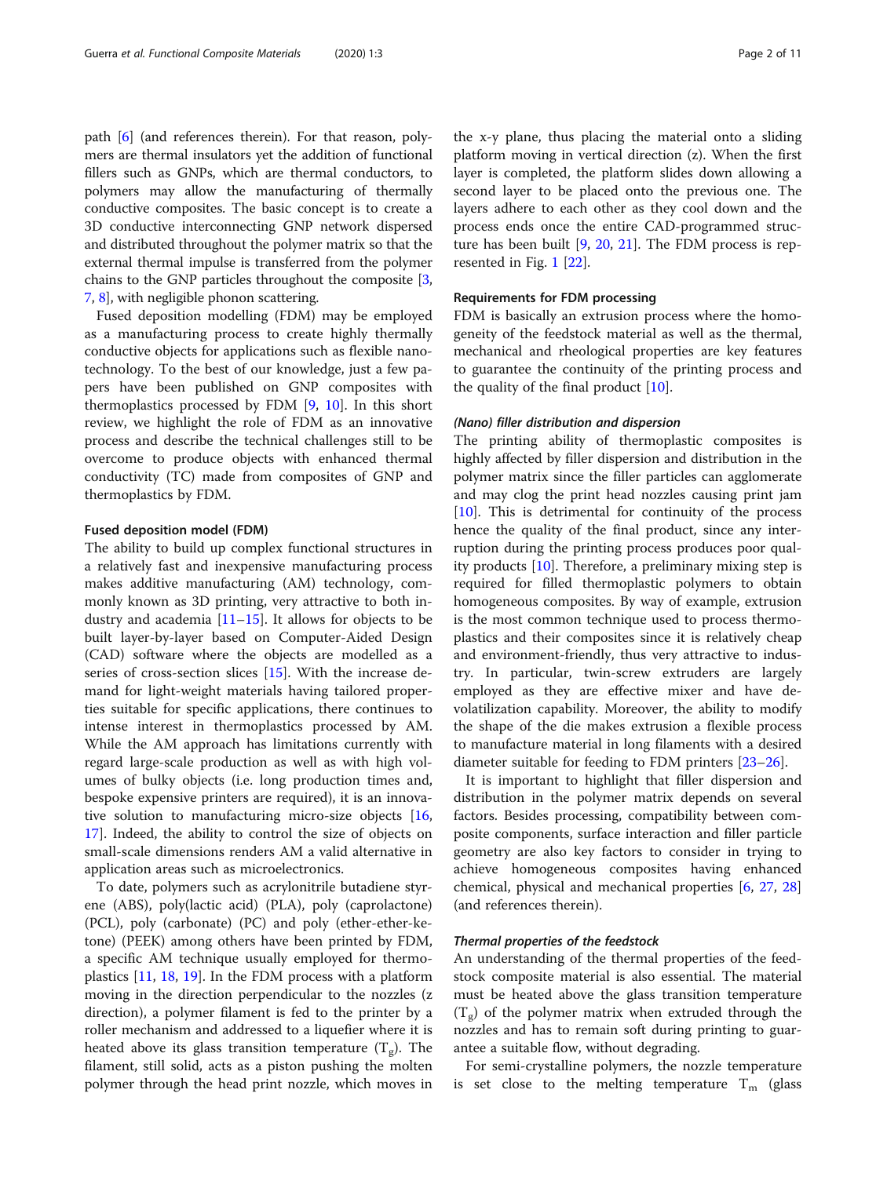path [6] (and references therein). For that reason, polymers are thermal insulators yet the addition of functional fillers such as GNPs, which are thermal conductors, to polymers may allow the manufacturing of thermally conductive composites. The basic concept is to create a 3D conductive interconnecting GNP network dispersed and distributed throughout the polymer matrix so that the external thermal impulse is transferred from the polymer chains to the GNP particles throughout the composite [3, 7, 8], with negligible phonon scattering.

Fused deposition modelling (FDM) may be employed as a manufacturing process to create highly thermally conductive objects for applications such as flexible nanotechnology. To the best of our knowledge, just a few papers have been published on GNP composites with thermoplastics processed by FDM [9, 10]. In this short review, we highlight the role of FDM as an innovative process and describe the technical challenges still to be overcome to produce objects with enhanced thermal conductivity (TC) made from composites of GNP and thermoplastics by FDM.

#### Fused deposition model (FDM)

The ability to build up complex functional structures in a relatively fast and inexpensive manufacturing process makes additive manufacturing (AM) technology, commonly known as 3D printing, very attractive to both industry and academia [11–15]. It allows for objects to be built layer-by-layer based on Computer-Aided Design (CAD) software where the objects are modelled as a series of cross-section slices [15]. With the increase demand for light-weight materials having tailored properties suitable for specific applications, there continues to intense interest in thermoplastics processed by AM. While the AM approach has limitations currently with regard large-scale production as well as with high volumes of bulky objects (i.e. long production times and, bespoke expensive printers are required), it is an innovative solution to manufacturing micro-size objects [16, 17]. Indeed, the ability to control the size of objects on small-scale dimensions renders AM a valid alternative in application areas such as microelectronics.

To date, polymers such as acrylonitrile butadiene styrene (ABS), poly(lactic acid) (PLA), poly (caprolactone) (PCL), poly (carbonate) (PC) and poly (ether-ether-ketone) (PEEK) among others have been printed by FDM, a specific AM technique usually employed for thermoplastics [11, 18, 19]. In the FDM process with a platform moving in the direction perpendicular to the nozzles (z direction), a polymer filament is fed to the printer by a roller mechanism and addressed to a liquefier where it is heated above its glass transition temperature ($T_g$). The filament, still solid, acts as a piston pushing the molten polymer through the head print nozzle, which moves in the x-y plane, thus placing the material onto a sliding platform moving in vertical direction (z). When the first layer is completed, the platform slides down allowing a second layer to be placed onto the previous one. The layers adhere to each other as they cool down and the process ends once the entire CAD-programmed structure has been built [9, 20, 21]. The FDM process is represented in Fig. 1 [22].

#### Requirements for FDM processing

FDM is basically an extrusion process where the homogeneity of the feedstock material as well as the thermal, mechanical and rheological properties are key features to guarantee the continuity of the printing process and the quality of the final product [10].

##### *(Nano) filler distribution and dispersion*

The printing ability of thermoplastic composites is highly affected by filler dispersion and distribution in the polymer matrix since the filler particles can agglomerate and may clog the print head nozzles causing print jam [10]. This is detrimental for continuity of the process hence the quality of the final product, since any interruption during the printing process produces poor quality products [10]. Therefore, a preliminary mixing step is required for filled thermoplastic polymers to obtain homogeneous composites. By way of example, extrusion is the most common technique used to process thermoplastics and their composites since it is relatively cheap and environment-friendly, thus very attractive to industry. In particular, twin-screw extruders are largely employed as they are effective mixer and have devolatilization capability. Moreover, the ability to modify the shape of the die makes extrusion a flexible process to manufacture material in long filaments with a desired diameter suitable for feeding to FDM printers [23–26].

It is important to highlight that filler dispersion and distribution in the polymer matrix depends on several factors. Besides processing, compatibility between composite components, surface interaction and filler particle geometry are also key factors to consider in trying to achieve homogeneous composites having enhanced chemical, physical and mechanical properties [6, 27, 28] (and references therein).

##### *Thermal properties of the feedstock*

An understanding of the thermal properties of the feedstock composite material is also essential. The material must be heated above the glass transition temperature ($T_g$) of the polymer matrix when extruded through the nozzles and has to remain soft during printing to guarantee a suitable flow, without degrading.

For semi-crystalline polymers, the nozzle temperature is set close to the melting temperature $T_m$ (glass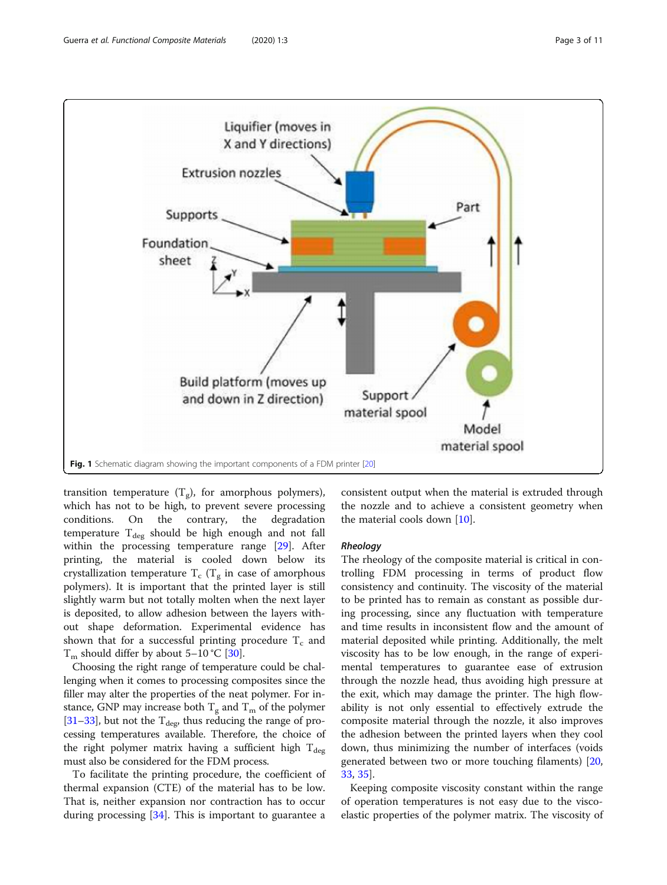Fig. 1 Schematic diagram showing the important components of a FDM printer [20]

transition temperature ($T_g$), for amorphous polymers), which has not to be high, to prevent severe processing conditions. On the contrary, the degradation temperature $T_{deg}$ should be high enough and not fall within the processing temperature range [29]. After printing, the material is cooled down below its crystallization temperature $T_c$ ($T_g$ in case of amorphous polymers). It is important that the printed layer is still slightly warm but not totally molten when the next layer is deposited, to allow adhesion between the layers without shape deformation. Experimental evidence has shown that for a successful printing procedure $T_c$ and $T_m$ should differ by about 5–10 °C [30].

Choosing the right range of temperature could be challenging when it comes to processing composites since the filler may alter the properties of the neat polymer. For instance, GNP may increase both $T_g$ and $T_m$ of the polymer [31–33], but not the $T_{deg}$, thus reducing the range of processing temperatures available. Therefore, the choice of the right polymer matrix having a sufficient high $T_{deg}$ must also be considered for the FDM process.

To facilitate the printing procedure, the coefficient of thermal expansion (CTE) of the material has to be low. That is, neither expansion nor contraction has to occur during processing [34]. This is important to guarantee a consistent output when the material is extruded through the nozzle and to achieve a consistent geometry when the material cools down [10].

### Rheology

The rheology of the composite material is critical in controlling FDM processing in terms of product flow consistency and continuity. The viscosity of the material to be printed has to remain as constant as possible during processing, since any fluctuation with temperature and time results in inconsistent flow and the amount of material deposited while printing. Additionally, the melt viscosity has to be low enough, in the range of experimental temperatures to guarantee ease of extrusion through the nozzle head, thus avoiding high pressure at the exit, which may damage the printer. The high flowability is not only essential to effectively extrude the composite material through the nozzle, it also improves the adhesion between the printed layers when they cool down, thus minimizing the number of interfaces (voids generated between two or more touching filaments) [20, 33, 35].

Keeping composite viscosity constant within the range of operation temperatures is not easy due to the viscoelastic properties of the polymer matrix. The viscosity of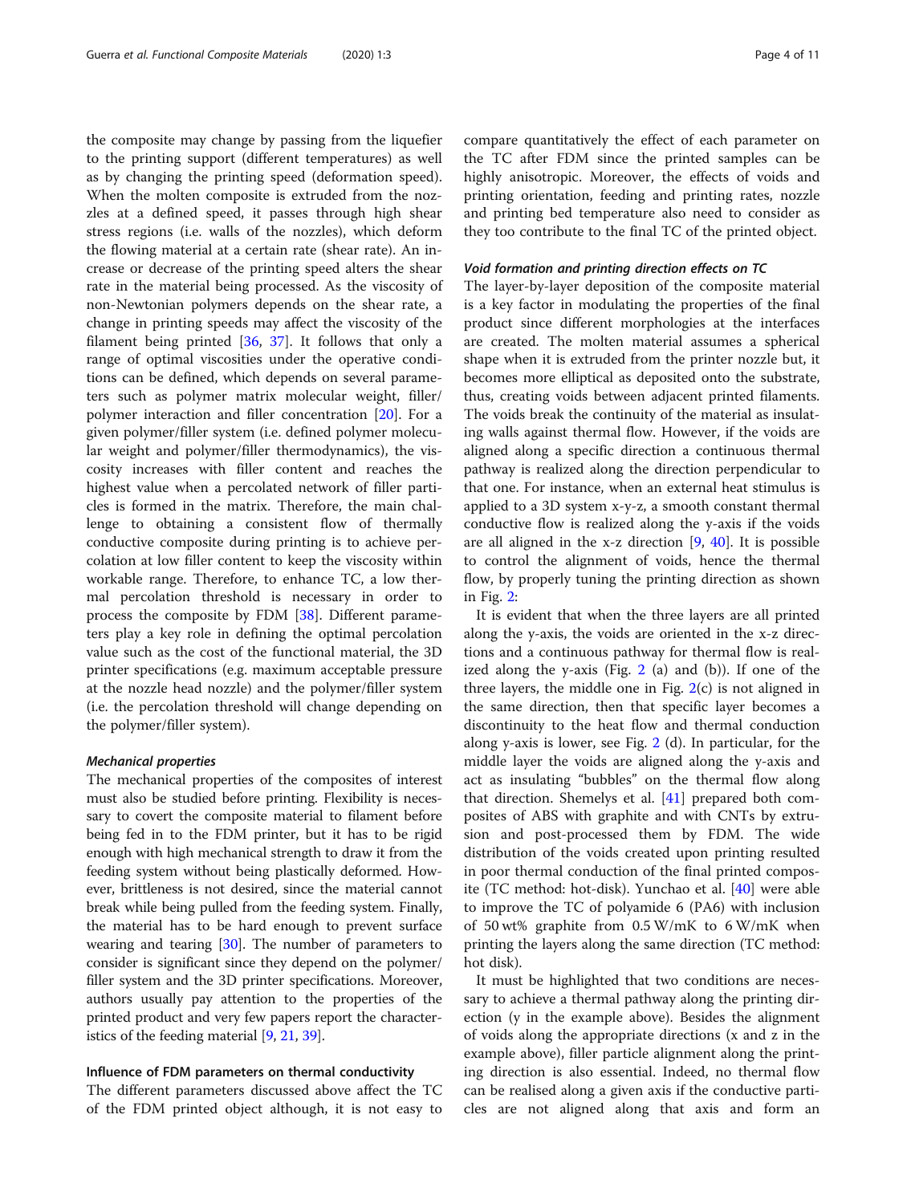the composite may change by passing from the liquefier to the printing support (different temperatures) as well as by changing the printing speed (deformation speed). When the molten composite is extruded from the nozzles at a defined speed, it passes through high shear stress regions (i.e. walls of the nozzles), which deform the flowing material at a certain rate (shear rate). An increase or decrease of the printing speed alters the shear rate in the material being processed. As the viscosity of non-Newtonian polymers depends on the shear rate, a change in printing speeds may affect the viscosity of the filament being printed [36, 37]. It follows that only a range of optimal viscosities under the operative conditions can be defined, which depends on several parameters such as polymer matrix molecular weight, filler/polymer interaction and filler concentration [20]. For a given polymer/filler system (i.e. defined polymer molecular weight and polymer/filler thermodynamics), the viscosity increases with filler content and reaches the highest value when a percolated network of filler particles is formed in the matrix. Therefore, the main challenge to obtaining a consistent flow of thermally conductive composite during printing is to achieve percolation at low filler content to keep the viscosity within workable range. Therefore, to enhance TC, a low thermal percolation threshold is necessary in order to process the composite by FDM [38]. Different parameters play a key role in defining the optimal percolation value such as the cost of the functional material, the 3D printer specifications (e.g. maximum acceptable pressure at the nozzle head nozzle) and the polymer/filler system (i.e. the percolation threshold will change depending on the polymer/filler system).

#### *Mechanical properties*

The mechanical properties of the composites of interest must also be studied before printing. Flexibility is necessary to covert the composite material to filament before being fed in to the FDM printer, but it has to be rigid enough with high mechanical strength to draw it from the feeding system without being plastically deformed. However, brittleness is not desired, since the material cannot break while being pulled from the feeding system. Finally, the material has to be hard enough to prevent surface wearing and tearing [30]. The number of parameters to consider is significant since they depend on the polymer/filler system and the 3D printer specifications. Moreover, authors usually pay attention to the properties of the printed product and very few papers report the characteristics of the feeding material [9, 21, 39].

### Influence of FDM parameters on thermal conductivity

The different parameters discussed above affect the TC of the FDM printed object although, it is not easy to compare quantitatively the effect of each parameter on the TC after FDM since the printed samples can be highly anisotropic. Moreover, the effects of voids and printing orientation, feeding and printing rates, nozzle and printing bed temperature also need to consider as they too contribute to the final TC of the printed object.

#### *Void formation and printing direction effects on TC*

The layer-by-layer deposition of the composite material is a key factor in modulating the properties of the final product since different morphologies at the interfaces are created. The molten material assumes a spherical shape when it is extruded from the printer nozzle but, it becomes more elliptical as deposited onto the substrate, thus, creating voids between adjacent printed filaments. The voids break the continuity of the material as insulating walls against thermal flow. However, if the voids are aligned along a specific direction a continuous thermal pathway is realized along the direction perpendicular to that one. For instance, when an external heat stimulus is applied to a 3D system x-y-z, a smooth constant thermal conductive flow is realized along the y-axis if the voids are all aligned in the x-z direction [9, 40]. It is possible to control the alignment of voids, hence the thermal flow, by properly tuning the printing direction as shown in Fig. 2:

It is evident that when the three layers are all printed along the y-axis, the voids are oriented in the x-z directions and a continuous pathway for thermal flow is realized along the y-axis (Fig. 2 (a) and (b)). If one of the three layers, the middle one in Fig. 2(c) is not aligned in the same direction, then that specific layer becomes a discontinuity to the heat flow and thermal conduction along y-axis is lower, see Fig. 2 (d). In particular, for the middle layer the voids are aligned along the y-axis and act as insulating "bubbles" on the thermal flow along that direction. Shemelys et al. [41] prepared both composites of ABS with graphite and with CNTs by extrusion and post-processed them by FDM. The wide distribution of the voids created upon printing resulted in poor thermal conduction of the final printed composite (TC method: hot-disk). Yunchao et al. [40] were able to improve the TC of polyamide 6 (PA6) with inclusion of 50 wt% graphite from 0.5 W/mK to 6 W/mK when printing the layers along the same direction (TC method: hot disk).

It must be highlighted that two conditions are necessary to achieve a thermal pathway along the printing direction (y in the example above). Besides the alignment of voids along the appropriate directions (x and z in the example above), filler particle alignment along the printing direction is also essential. Indeed, no thermal flow can be realised along a given axis if the conductive particles are not aligned along that axis and form an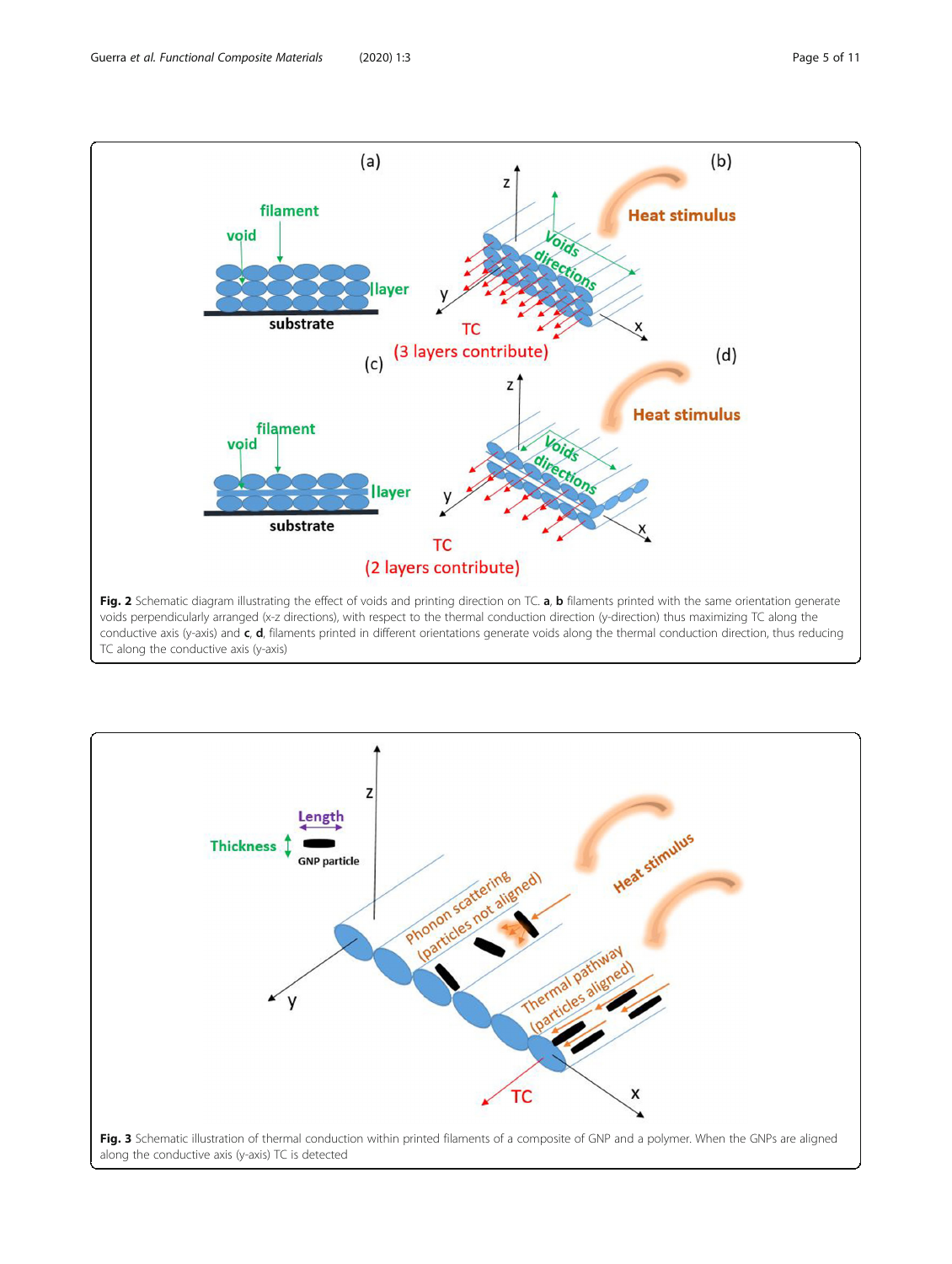**Fig. 2** Schematic diagram illustrating the effect of voids and printing direction on TC. **a**, **b** filaments printed with the same orientation generate voids perpendicularly arranged (x-z directions), with respect to the thermal conduction direction (y-direction) thus maximizing TC along the conductive axis (y-axis) and **c**, **d**, filaments printed in different orientations generate voids along the thermal conduction direction, thus reducing TC along the conductive axis (y-axis)

**Fig. 3** Schematic illustration of thermal conduction within printed filaments of a composite of GNP and a polymer. When the GNPs are aligned along the conductive axis (y-axis) TC is detected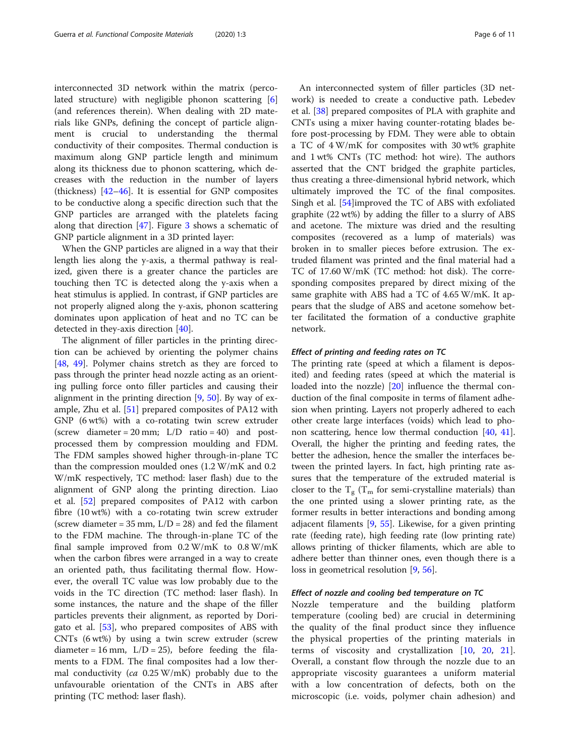interconnected 3D network within the matrix (percolated structure) with negligible phonon scattering [6] (and references therein). When dealing with 2D materials like GNPs, defining the concept of particle alignment is crucial to understanding the thermal conductivity of their composites. Thermal conduction is maximum along GNP particle length and minimum along its thickness due to phonon scattering, which decreases with the reduction in the number of layers (thickness) [42–46]. It is essential for GNP composites to be conductive along a specific direction such that the GNP particles are arranged with the platelets facing along that direction [47]. Figure 3 shows a schematic of GNP particle alignment in a 3D printed layer:

When the GNP particles are aligned in a way that their length lies along the y-axis, a thermal pathway is realized, given there is a greater chance the particles are touching then TC is detected along the y-axis when a heat stimulus is applied. In contrast, if GNP particles are not properly aligned along the y-axis, phonon scattering dominates upon application of heat and no TC can be detected in they-axis direction [40].

The alignment of filler particles in the printing direction can be achieved by orienting the polymer chains [48, 49]. Polymer chains stretch as they are forced to pass through the printer head nozzle acting as an orienting pulling force onto filler particles and causing their alignment in the printing direction [9, 50]. By way of example, Zhu et al. [51] prepared composites of PA12 with GNP (6 wt%) with a co-rotating twin screw extruder (screw diameter = 20 mm; L/D ratio = 40) and post-processed them by compression moulding and FDM. The FDM samples showed higher through-in-plane TC than the compression moulded ones (1.2 W/mK and 0.2 W/mK respectively, TC method: laser flash) due to the alignment of GNP along the printing direction. Liao et al. [52] prepared composites of PA12 with carbon fibre (10 wt%) with a co-rotating twin screw extruder (screw diameter = 35 mm, L/D = 28) and fed the filament to the FDM machine. The through-in-plane TC of the final sample improved from 0.2 W/mK to 0.8 W/mK when the carbon fibres were arranged in a way to create an oriented path, thus facilitating thermal flow. However, the overall TC value was low probably due to the voids in the TC direction (TC method: laser flash). In some instances, the nature and the shape of the filler particles prevents their alignment, as reported by Dorigato et al. [53], who prepared composites of ABS with CNTs (6 wt%) by using a twin screw extruder (screw diameter = 16 mm, L/D = 25), before feeding the filaments to a FDM. The final composites had a low thermal conductivity (*ca* 0.25 W/mK) probably due to the unfavourable orientation of the CNTs in ABS after printing (TC method: laser flash).

An interconnected system of filler particles (3D network) is needed to create a conductive path. Lebedev et al. [38] prepared composites of PLA with graphite and CNTs using a mixer having counter-rotating blades before post-processing by FDM. They were able to obtain a TC of 4 W/mK for composites with 30 wt% graphite and 1 wt% CNTs (TC method: hot wire). The authors asserted that the CNT bridged the graphite particles, thus creating a three-dimensional hybrid network, which ultimately improved the TC of the final composites. Singh et al. [54]improved the TC of ABS with exfoliated graphite (22 wt%) by adding the filler to a slurry of ABS and acetone. The mixture was dried and the resulting composites (recovered as a lump of materials) was broken in to smaller pieces before extrusion. The extruded filament was printed and the final material had a TC of 17.60 W/mK (TC method: hot disk). The corresponding composites prepared by direct mixing of the same graphite with ABS had a TC of 4.65 W/mK. It appears that the sludge of ABS and acetone somehow better facilitated the formation of a conductive graphite network.

#### *Effect of printing and feeding rates on TC*

The printing rate (speed at which a filament is deposited) and feeding rates (speed at which the material is loaded into the nozzle) [20] influence the thermal conduction of the final composite in terms of filament adhesion when printing. Layers not properly adhered to each other create large interfaces (voids) which lead to phonon scattering, hence low thermal conduction [40, 41]. Overall, the higher the printing and feeding rates, the better the adhesion, hence the smaller the interfaces between the printed layers. In fact, high printing rate assures that the temperature of the extruded material is closer to the $T_g$ ($T_m$ for semi-crystalline materials) than the one printed using a slower printing rate, as the former results in better interactions and bonding among adjacent filaments [9, 55]. Likewise, for a given printing rate (feeding rate), high feeding rate (low printing rate) allows printing of thicker filaments, which are able to adhere better than thinner ones, even though there is a loss in geometrical resolution [9, 56].

#### *Effect of nozzle and cooling bed temperature on TC*

Nozzle temperature and the building platform temperature (cooling bed) are crucial in determining the quality of the final product since they influence the physical properties of the printing materials in terms of viscosity and crystallization [10, 20, 21]. Overall, a constant flow through the nozzle due to an appropriate viscosity guarantees a uniform material with a low concentration of defects, both on the microscopic (i.e. voids, polymer chain adhesion) and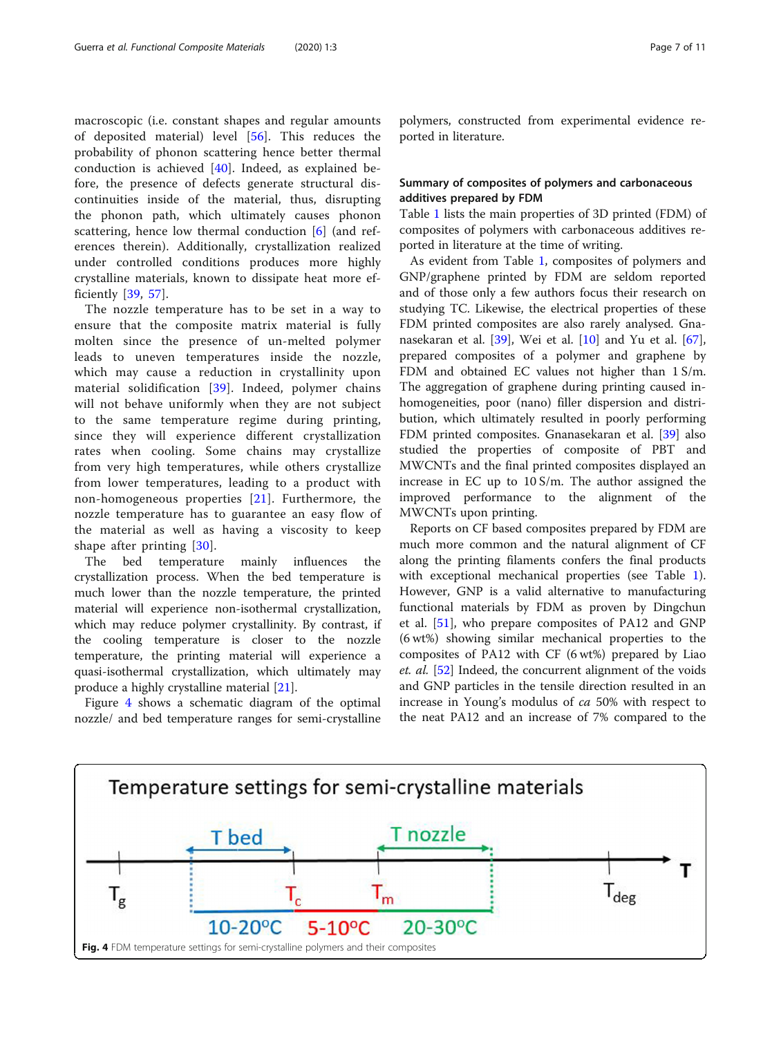macroscopic (i.e. constant shapes and regular amounts of deposited material) level [56]. This reduces the probability of phonon scattering hence better thermal conduction is achieved [40]. Indeed, as explained before, the presence of defects generate structural discontinuities inside of the material, thus, disrupting the phonon path, which ultimately causes phonon scattering, hence low thermal conduction [6] (and references therein). Additionally, crystallization realized under controlled conditions produces more highly crystalline materials, known to dissipate heat more efficiently [39, 57].

The nozzle temperature has to be set in a way to ensure that the composite matrix material is fully molten since the presence of un-melted polymer leads to uneven temperatures inside the nozzle, which may cause a reduction in crystallinity upon material solidification [39]. Indeed, polymer chains will not behave uniformly when they are not subject to the same temperature regime during printing, since they will experience different crystallization rates when cooling. Some chains may crystallize from very high temperatures, while others crystallize from lower temperatures, leading to a product with non-homogeneous properties [21]. Furthermore, the nozzle temperature has to guarantee an easy flow of the material as well as having a viscosity to keep shape after printing [30].

The bed temperature mainly influences the crystallization process. When the bed temperature is much lower than the nozzle temperature, the printed material will experience non-isothermal crystallization, which may reduce polymer crystallinity. By contrast, if the cooling temperature is closer to the nozzle temperature, the printing material will experience a quasi-isothermal crystallization, which ultimately may produce a highly crystalline material [21].

Figure 4 shows a schematic diagram of the optimal nozzle/ and bed temperature ranges for semi-crystalline polymers, constructed from experimental evidence reported in literature.

### Summary of composites of polymers and carbonaceous additives prepared by FDM

Table 1 lists the main properties of 3D printed (FDM) of composites of polymers with carbonaceous additives reported in literature at the time of writing.

As evident from Table 1, composites of polymers and GNP/graphene printed by FDM are seldom reported and of those only a few authors focus their research on studying TC. Likewise, the electrical properties of these FDM printed composites are also rarely analysed. Gnanasekaran et al. [39], Wei et al. [10] and Yu et al. [67], prepared composites of a polymer and graphene by FDM and obtained EC values not higher than 1 S/m. The aggregation of graphene during printing caused inhomogeneities, poor (nano) filler dispersion and distribution, which ultimately resulted in poorly performing FDM printed composites. Gnanasekaran et al. [39] also studied the properties of composite of PBT and MWCNTs and the final printed composites displayed an increase in EC up to 10 S/m. The author assigned the improved performance to the alignment of the MWCNTs upon printing.

Reports on CF based composites prepared by FDM are much more common and the natural alignment of CF along the printing filaments confers the final products with exceptional mechanical properties (see Table 1). However, GNP is a valid alternative to manufacturing functional materials by FDM as proven by Dingchun et al. [51], who prepare composites of PA12 and GNP (6 wt%) showing similar mechanical properties to the composites of PA12 with CF (6 wt%) prepared by Liao *et. al.* [52] Indeed, the concurrent alignment of the voids and GNP particles in the tensile direction resulted in an increase in Young's modulus of *ca* 50% with respect to the neat PA12 and an increase of 7% compared to the

**Fig. 4** FDM temperature settings for semi-crystalline polymers and their composites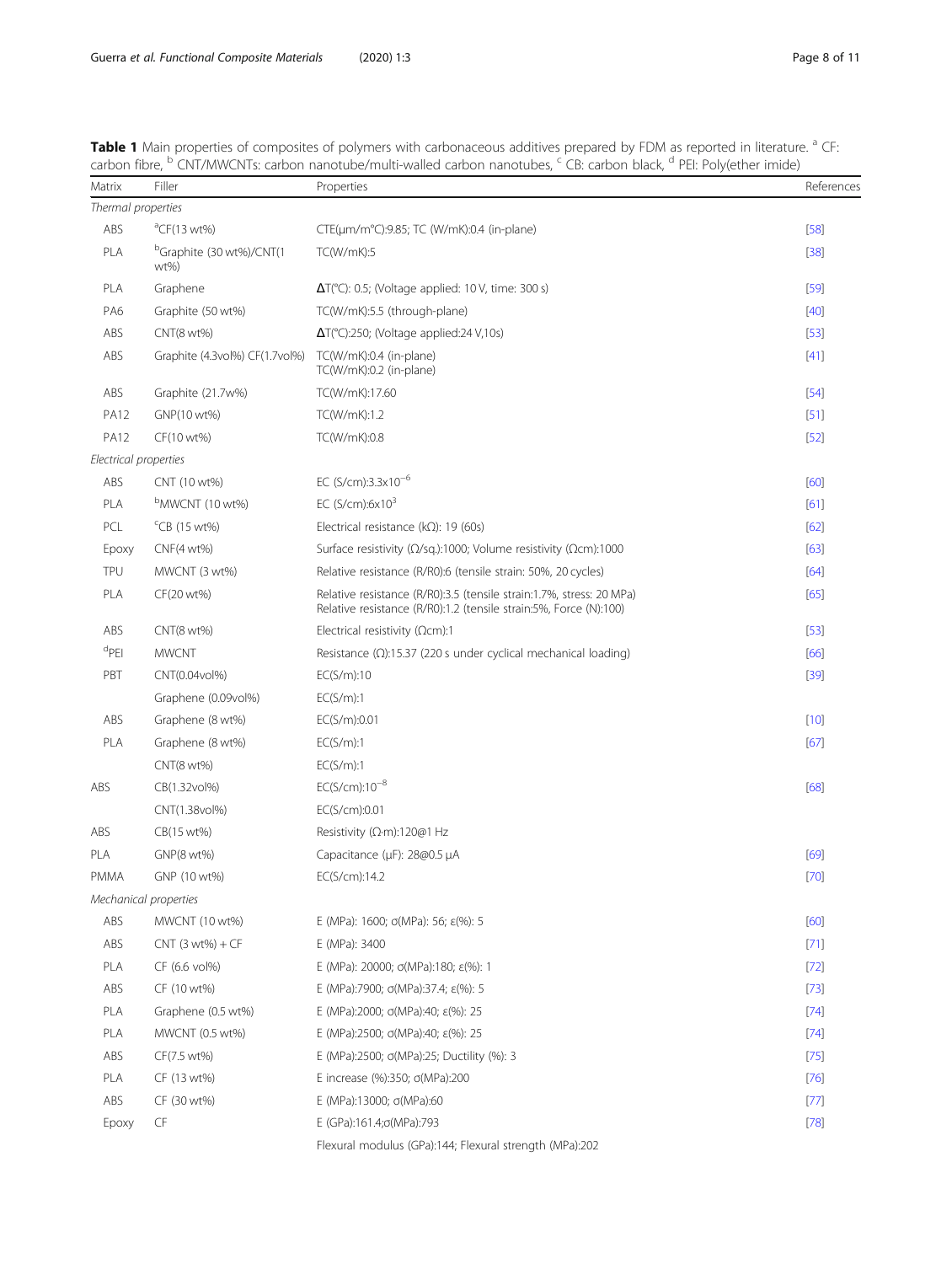**Table 1** Main properties of composites of polymers with carbonaceous additives prepared by FDM as reported in literature. [a] CF: carbon fibre, [b] CNT/MWCNTs: carbon nanotube/multi-walled carbon nanotubes, [c] CB: carbon black, [d] PEI: Poly(ether imide)

| Matrix | Filler | Properties | References |
|---|---|---|---|
| *Thermal properties* | | | |
| ABS | [a]CF(13 wt%) | CTE(μm/m°C):9.85; TC (W/mK):0.4 (in-plane) | [58] |
| PLA | [b]Graphite (30 wt%)/CNT(1 wt%) | TC(W/mK):5 | [38] |
| PLA | Graphene | ΔT(°C): 0.5; (Voltage applied: 10 V, time: 300 s) | [59] |
| PA6 | Graphite (50 wt%) | TC(W/mK):5.5 (through-plane) | [40] |
| ABS | CNT(8 wt%) | ΔT(°C):250; (Voltage applied:24 V,10s) | [53] |
| ABS | Graphite (4.3vol%) CF(1.7vol%) | TC(W/mK):0.4 (in-plane)<br>TC(W/mK):0.2 (in-plane) | [41] |
| ABS | Graphite (21.7w%) | TC(W/mK):17.60 | [54] |
| PA12 | GNP(10 wt%) | TC(W/mK):1.2 | [51] |
| PA12 | CF(10 wt%) | TC(W/mK):0.8 | [52] |
| *Electrical properties* | | | |
| ABS | CNT (10 wt%) | EC (S/cm):$3.3 \times 10^{-6}$ | [60] |
| PLA | [b]MWCNT (10 wt%) | EC (S/cm):$6 \times 10^{3}$ | [61] |
| PCL | [c]CB (15 wt%) | Electrical resistance (kΩ): 19 (60s) | [62] |
| Epoxy | CNF(4 wt%) | Surface resistivity (Ω/sq.):1000; Volume resistivity (Ωcm):1000 | [63] |
| TPU | MWCNT (3 wt%) | Relative resistance (R/R0):6 (tensile strain: 50%, 20 cycles) | [64] |
| PLA | CF(20 wt%) | Relative resistance (R/R0):3.5 (tensile strain:1.7%, stress: 20 MPa)<br>Relative resistance (R/R0):1.2 (tensile strain:5%, Force (N):100) | [65] |
| ABS | CNT(8 wt%) | Electrical resistivity (Ωcm):1 | [53] |
| [d]PEI | MWCNT | Resistance (Ω):15.37 (220 s under cyclical mechanical loading) | [66] |
| PBT | CNT(0.04vol%) | EC(S/m):10 | [39] |
| | Graphene (0.09vol%) | EC(S/m):1 | |
| ABS | Graphene (8 wt%) | EC(S/m):0.01 | [10] |
| PLA | Graphene (8 wt%) | EC(S/m):1 | [67] |
| | CNT(8 wt%) | EC(S/m):1 | |
| ABS | CB(1.32vol%) | EC(S/cm):$10^{-8}$ | [68] |
| | CNT(1.38vol%) | EC(S/cm):0.01 | |
| ABS | CB(15 wt%) | Resistivity (Ω·m):120@1 Hz | |
| PLA | GNP(8 wt%) | Capacitance (μF): 28@0.5 μA | [69] |
| PMMA | GNP (10 wt%) | EC(S/cm):14.2 | [70] |
| *Mechanical properties* | | | |
| ABS | MWCNT (10 wt%) | E (MPa): 1600; σ(MPa): 56; ε(%): 5 | [60] |
| ABS | CNT (3 wt%) + CF | E (MPa): 3400 | [71] |
| PLA | CF (6.6 vol%) | E (MPa): 20000; σ(MPa):180; ε(%): 1 | [72] |
| ABS | CF (10 wt%) | E (MPa):7900; σ(MPa):37.4; ε(%): 5 | [73] |
| PLA | Graphene (0.5 wt%) | E (MPa):2000; σ(MPa):40; ε(%): 25 | [74] |
| PLA | MWCNT (0.5 wt%) | E (MPa):2500; σ(MPa):40; ε(%): 25 | [74] |
| ABS | CF(7.5 wt%) | E (MPa):2500; σ(MPa):25; Ductility (%): 3 | [75] |
| PLA | CF (13 wt%) | E increase (%):350; σ(MPa):200 | [76] |
| ABS | CF (30 wt%) | E (MPa):13000; σ(MPa):60 | [77] |
| Epoxy | CF | E (GPa):161.4;σ(MPa):793 | [78] |
| | | Flexural modulus (GPa):144; Flexural strength (MPa):202 | |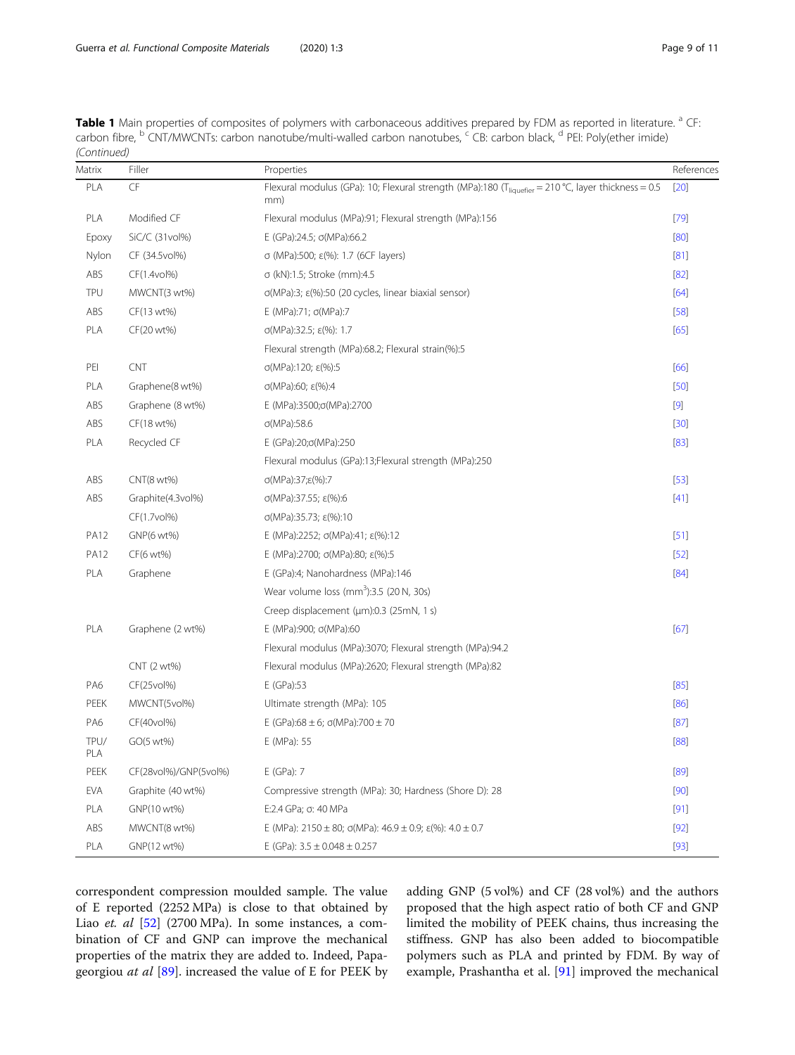**Table 1** Main properties of composites of polymers with carbonaceous additives prepared by FDM as reported in literature. [a] CF: carbon fibre, [b] CNT/MWCNTs: carbon nanotube/multi-walled carbon nanotubes, [c] CB: carbon black, [d] PEI: Poly(ether imide) *(Continued)*

| Matrix | Filler | Properties | References |
|---|---|---|---|
| PLA | CF | Flexural modulus (GPa): 10; Flexural strength (MPa):180 ($T_{liquefier}$ = 210 °C, layer thickness = 0.5 mm) | [20] |
| PLA | Modified CF | Flexural modulus (MPa):91; Flexural strength (MPa):156 | [79] |
| Epoxy | SiC/C (31vol%) | E (GPa):24.5; σ(MPa):66.2 | [80] |
| Nylon | CF (34.5vol%) | σ (MPa):500; ε(%): 1.7 (6CF layers) | [81] |
| ABS | CF(1.4vol%) | σ (kN):1.5; Stroke (mm):4.5 | [82] |
| TPU | MWCNT(3 wt%) | σ(MPa):3; ε(%):50 (20 cycles, linear biaxial sensor) | [64] |
| ABS | CF(13 wt%) | E (MPa):71; σ(MPa):7 | [58] |
| PLA | CF(20 wt%) | σ(MPa):32.5; ε(%): 1.7 | [65] |
| | | Flexural strength (MPa):68.2; Flexural strain(%):5 | |
| PEI | CNT | σ(MPa):120; ε(%):5 | [66] |
| PLA | Graphene(8 wt%) | σ(MPa):60; ε(%):4 | [50] |
| ABS | Graphene (8 wt%) | E (MPa):3500;σ(MPa):2700 | [9] |
| ABS | CF(18 wt%) | σ(MPa):58.6 | [30] |
| PLA | Recycled CF | E (GPa):20;σ(MPa):250 | [83] |
| | | Flexural modulus (GPa):13;Flexural strength (MPa):250 | |
| ABS | CNT(8 wt%) | σ(MPa):37;ε(%):7 | [53] |
| ABS | Graphite(4.3vol%) | σ(MPa):37.55; ε(%):6 | [41] |
| | CF(1.7vol%) | σ(MPa):35.73; ε(%):10 | |
| PA12 | GNP(6 wt%) | E (MPa):2252; σ(MPa):41; ε(%):12 | [51] |
| PA12 | CF(6 wt%) | E (MPa):2700; σ(MPa):80; ε(%):5 | [52] |
| PLA | Graphene | E (GPa):4; Nanohardness (MPa):146 | [84] |
| | | Wear volume loss ($mm^3$):3.5 (20 N, 30s) | |
| | | Creep displacement (μm):0.3 (25mN, 1 s) | |
| PLA | Graphene (2 wt%) | E (MPa):900; σ(MPa):60 | [67] |
| | | Flexural modulus (MPa):3070; Flexural strength (MPa):94.2 | |
| | CNT (2 wt%) | Flexural modulus (MPa):2620; Flexural strength (MPa):82 | |
| PA6 | CF(25vol%) | E (GPa):53 | [85] |
| PEEK | MWCNT(5vol%) | Ultimate strength (MPa): 105 | [86] |
| PA6 | CF(40vol%) | E (GPa):68 ± 6; σ(MPa):700 ± 70 | [87] |
| TPU/ PLA | GO(5 wt%) | E (MPa): 55 | [88] |
| PEEK | CF(28vol%)/GNP(5vol%) | E (GPa): 7 | [89] |
| EVA | Graphite (40 wt%) | Compressive strength (MPa): 30; Hardness (Shore D): 28 | [90] |
| PLA | GNP(10 wt%) | E:2.4 GPa; σ: 40 MPa | [91] |
| ABS | MWCNT(8 wt%) | E (MPa): 2150 ± 80; σ(MPa): 46.9 ± 0.9; ε(%): 4.0 ± 0.7 | [92] |
| PLA | GNP(12 wt%) | E (GPa): 3.5 ± 0.048 ± 0.257 | [93] |

correspondent compression moulded sample. The value of E reported (2252 MPa) is close to that obtained by Liao *et. al* [52] (2700 MPa). In some instances, a combination of CF and GNP can improve the mechanical properties of the matrix they are added to. Indeed, Papageorgiou *at al* [89]. increased the value of E for PEEK by adding GNP (5 vol%) and CF (28 vol%) and the authors proposed that the high aspect ratio of both CF and GNP limited the mobility of PEEK chains, thus increasing the stiffness. GNP has also been added to biocompatible polymers such as PLA and printed by FDM. By way of example, Prashantha et al. [91] improved the mechanical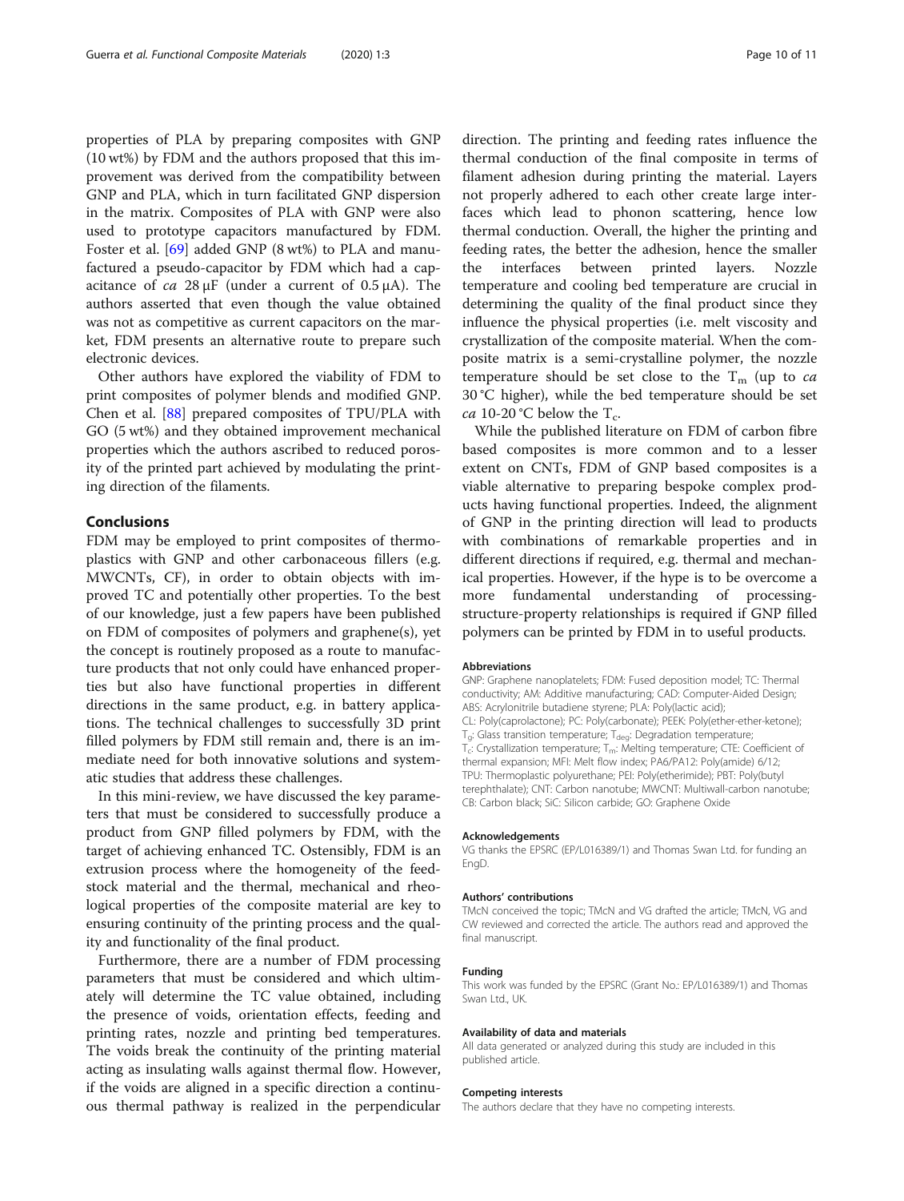properties of PLA by preparing composites with GNP (10 wt%) by FDM and the authors proposed that this improvement was derived from the compatibility between GNP and PLA, which in turn facilitated GNP dispersion in the matrix. Composites of PLA with GNP were also used to prototype capacitors manufactured by FDM. Foster et al. [69] added GNP (8 wt%) to PLA and manufactured a pseudo-capacitor by FDM which had a capacitance of *ca* 28 μF (under a current of 0.5 μA). The authors asserted that even though the value obtained was not as competitive as current capacitors on the market, FDM presents an alternative route to prepare such electronic devices.

Other authors have explored the viability of FDM to print composites of polymer blends and modified GNP. Chen et al. [88] prepared composites of TPU/PLA with GO (5 wt%) and they obtained improvement mechanical properties which the authors ascribed to reduced porosity of the printed part achieved by modulating the printing direction of the filaments.

## Conclusions

FDM may be employed to print composites of thermoplastics with GNP and other carbonaceous fillers (e.g. MWCNTs, CF), in order to obtain objects with improved TC and potentially other properties. To the best of our knowledge, just a few papers have been published on FDM of composites of polymers and graphene(s), yet the concept is routinely proposed as a route to manufacture products that not only could have enhanced properties but also have functional properties in different directions in the same product, e.g. in battery applications. The technical challenges to successfully 3D print filled polymers by FDM still remain and, there is an immediate need for both innovative solutions and systematic studies that address these challenges.

In this mini-review, we have discussed the key parameters that must be considered to successfully produce a product from GNP filled polymers by FDM, with the target of achieving enhanced TC. Ostensibly, FDM is an extrusion process where the homogeneity of the feedstock material and the thermal, mechanical and rheological properties of the composite material are key to ensuring continuity of the printing process and the quality and functionality of the final product.

Furthermore, there are a number of FDM processing parameters that must be considered and which ultimately will determine the TC value obtained, including the presence of voids, orientation effects, feeding and printing rates, nozzle and printing bed temperatures. The voids break the continuity of the printing material acting as insulating walls against thermal flow. However, if the voids are aligned in a specific direction a continuous thermal pathway is realized in the perpendicular direction. The printing and feeding rates influence the thermal conduction of the final composite in terms of filament adhesion during printing the material. Layers not properly adhered to each other create large interfaces which lead to phonon scattering, hence low thermal conduction. Overall, the higher the printing and feeding rates, the better the adhesion, hence the smaller the interfaces between printed layers. Nozzle temperature and cooling bed temperature are crucial in determining the quality of the final product since they influence the physical properties (i.e. melt viscosity and crystallization of the composite material. When the composite matrix is a semi-crystalline polymer, the nozzle temperature should be set close to the $T_m$ (up to *ca* 30 °C higher), while the bed temperature should be set *ca* 10-20 °C below the $T_c$.

While the published literature on FDM of carbon fibre based composites is more common and to a lesser extent on CNTs, FDM of GNP based composites is a viable alternative to preparing bespoke complex products having functional properties. Indeed, the alignment of GNP in the printing direction will lead to products with combinations of remarkable properties and in different directions if required, e.g. thermal and mechanical properties. However, if the hype is to be overcome a more fundamental understanding of processing-structure-property relationships is required if GNP filled polymers can be printed by FDM in to useful products.

#### Abbreviations

GNP: Graphene nanoplatelets; FDM: Fused deposition model; TC: Thermal conductivity; AM: Additive manufacturing; CAD: Computer-Aided Design; ABS: Acrylonitrile butadiene styrene; PLA: Poly(lactic acid); CL: Poly(caprolactone); PC: Poly(carbonate); PEEK: Poly(ether-ether-ketone); $T_g$: Glass transition temperature; $T_{deg}$: Degradation temperature; $T_c$: Crystallization temperature; $T_m$: Melting temperature; CTE: Coefficient of thermal expansion; MFI: Melt flow index; PA6/PA12: Poly(amide) 6/12; TPU: Thermoplastic polyurethane; PEI: Poly(etherimide); PBT: Poly(butyl terephthalate); CNT: Carbon nanotube; MWCNT: Multiwall-carbon nanotube; CB: Carbon black; SiC: Silicon carbide; GO: Graphene Oxide

#### Acknowledgements

VG thanks the EPSRC (EP/L016389/1) and Thomas Swan Ltd. for funding an EngD.

#### Authors' contributions

TMcN conceived the topic; TMcN and VG drafted the article; TMcN, VG and CW reviewed and corrected the article. The authors read and approved the final manuscript.

#### Funding

This work was funded by the EPSRC (Grant No.: EP/L016389/1) and Thomas Swan Ltd., UK.

#### Availability of data and materials

All data generated or analyzed during this study are included in this published article.

#### Competing interests

The authors declare that they have no competing interests.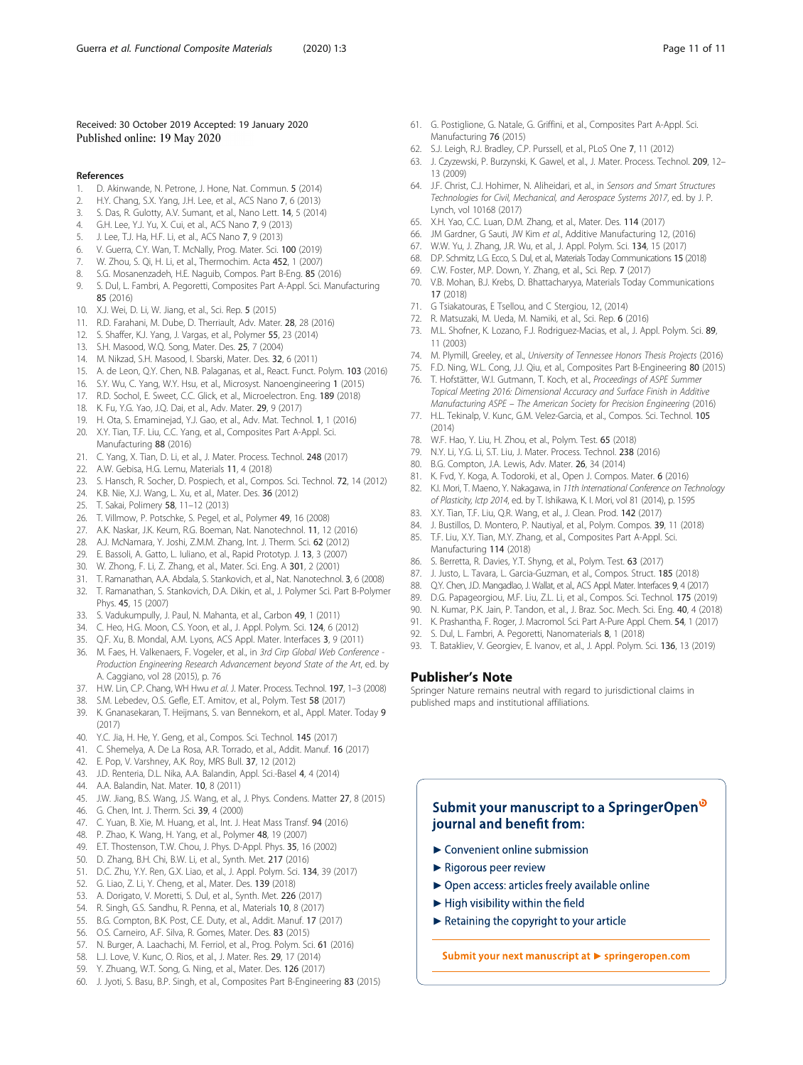Received: 30 October 2019 Accepted: 19 January 2020
Published online: 19 May 2020

## References

1. D. Akinwande, N. Petrone, J. Hone, Nat. Commun. **5** (2014)
2. H.Y. Chang, S.X. Yang, J.H. Lee, et al., ACS Nano **7**, 6 (2013)
3. S. Das, R. Gulotty, A.V. Sumant, et al., Nano Lett. **14**, 5 (2014)
4. G.H. Lee, Y.J. Yu, X. Cui, et al., ACS Nano **7**, 9 (2013)
5. J. Lee, T.J. Ha, H.F. Li, et al., ACS Nano **7**, 9 (2013)
6. V. Guerra, C.Y. Wan, T. McNally, Prog. Mater. Sci. **100** (2019)
7. W. Zhou, S. Qi, H. Li, et al., Thermochim. Acta **452**, 1 (2007)
8. S.G. Mosanenzadeh, H.E. Naguib, Compos. Part B-Eng. **85** (2016)
9. S. Dul, L. Fambri, A. Pegoretti, Composites Part A-Appl. Sci. Manufacturing **85** (2016)
10. X.J. Wei, D. Li, W. Jiang, et al., Sci. Rep. **5** (2015)
11. R.D. Farahani, M. Dube, D. Therriault, Adv. Mater. **28**, 28 (2016)
12. S. Shaffer, K.J. Yang, J. Vargas, et al., Polymer **55**, 23 (2014)
13. S.H. Masood, W.Q. Song, Mater. Des. **25**, 7 (2004)
14. M. Nikzad, S.H. Masood, I. Sbarski, Mater. Des. **32**, 6 (2011)
15. A. de Leon, Q.Y. Chen, N.B. Palaganas, et al., React. Funct. Polym. **103** (2016)
16. S.Y. Wu, C. Yang, W.Y. Hsu, et al., Microsyst. Nanoengineering **1** (2015)
17. R.D. Sochol, E. Sweet, C.C. Glick, et al., Microelectron. Eng. **189** (2018)
18. K. Fu, Y.G. Yao, J.Q. Dai, et al., Adv. Mater. **29**, 9 (2017)
19. H. Ota, S. Emaminejad, Y.J. Gao, et al., Adv. Mat. Technol. **1**, 1 (2016)
20. X.Y. Tian, T.F. Liu, C.C. Yang, et al., Composites Part A-Appl. Sci. Manufacturing **88** (2016)
21. C. Yang, X. Tian, D. Li, et al., J. Mater. Process. Technol. **248** (2017)
22. A.W. Gebisa, H.G. Lemu, Materials **11**, 4 (2018)
23. S. Hansch, R. Socher, D. Pospiech, et al., Compos. Sci. Technol. **72**, 14 (2012)
24. K.B. Nie, X.J. Wang, L. Xu, et al., Mater. Des. **36** (2012)
25. T. Sakai, Polimery **58**, 11–12 (2013)
26. T. Villmow, P. Potschke, S. Pegel, et al., Polymer **49**, 16 (2008)
27. A.K. Naskar, J.K. Keum, R.G. Boeman, Nat. Nanotechnol. **11**, 12 (2016)
28. A.J. McNamara, Y. Joshi, Z.M.M. Zhang, Int. J. Therm. Sci. **62** (2012)
29. E. Bassoli, A. Gatto, L. Iuliano, et al., Rapid Prototyp. J. **13**, 3 (2007)
30. W. Zhong, F. Li, Z. Zhang, et al., Mater. Sci. Eng. A **301**, 2 (2001)
31. T. Ramanathan, A.A. Abdala, S. Stankovich, et al., Nat. Nanotechnol. **3**, 6 (2008)
32. T. Ramanathan, S. Stankovich, D.A. Dikin, et al., J. Polymer Sci. Part B-Polymer Phys. **45**, 15 (2007)
33. S. Vadukumpully, J. Paul, N. Mahanta, et al., Carbon **49**, 1 (2011)
34. C. Heo, H.G. Moon, C.S. Yoon, et al., J. Appl. Polym. Sci. **124**, 6 (2012)
35. Q.F. Xu, B. Mondal, A.M. Lyons, ACS Appl. Mater. Interfaces **3**, 9 (2011)
36. M. Faes, H. Valkenaers, F. Vogeler, et al., in *3rd Cirp Global Web Conference - Production Engineering Research Advancement beyond State of the Art*, ed. by A. Caggiano, vol 28 (2015), p. 76
37. H.W. Lin, C.P. Chang, WH Hwu *et al.* J. Mater. Process. Technol. **197**, 1–3 (2008)
38. S.M. Lebedev, O.S. Gefle, E.T. Amitov, et al., Polym. Test **58** (2017)
39. K. Gnanasekaran, T. Heijmans, S. van Bennekom, et al., Appl. Mater. Today **9** (2017)
40. Y.C. Jia, H. He, Y. Geng, et al., Compos. Sci. Technol. **145** (2017)
41. C. Shemelya, A. De La Rosa, A.R. Torrado, et al., Addit. Manuf. **16** (2017)
42. E. Pop, V. Varshney, A.K. Roy, MRS Bull. **37**, 12 (2012)
43. J.D. Renteria, D.L. Nika, A.A. Balandin, Appl. Sci.-Basel **4**, 4 (2014)
44. A.A. Balandin, Nat. Mater. **10**, 8 (2011)
45. J.W. Jiang, B.S. Wang, J.S. Wang, et al., J. Phys. Condens. Matter **27**, 8 (2015)
46. G. Chen, Int. J. Therm. Sci. **39**, 4 (2000)
47. C. Yuan, B. Xie, M. Huang, et al., Int. J. Heat Mass Transf. **94** (2016)
48. P. Zhao, K. Wang, H. Yang, et al., Polymer **48**, 19 (2007)
49. E.T. Thostenson, T.W. Chou, J. Phys. D-Appl. Phys. **35**, 16 (2002)
50. D. Zhang, B.H. Chi, B.W. Li, et al., Synth. Met. **217** (2016)
51. D.C. Zhu, Y.Y. Ren, G.X. Liao, et al., J. Appl. Polym. Sci. **134**, 39 (2017)
52. G. Liao, Z. Li, Y. Cheng, et al., Mater. Des. **139** (2018)
53. A. Dorigato, V. Moretti, S. Dul, et al., Synth. Met. **226** (2017)
54. R. Singh, G.S. Sandhu, R. Penna, et al., Materials **10**, 8 (2017)
55. B.G. Compton, B.K. Post, C.E. Duty, et al., Addit. Manuf. **17** (2017)
56. O.S. Carneiro, A.F. Silva, R. Gomes, Mater. Des. **83** (2015)
57. N. Burger, A. Laachachi, M. Ferriol, et al., Prog. Polym. Sci. **61** (2016)
58. L.J. Love, V. Kunc, O. Rios, et al., J. Mater. Res. **29**, 17 (2014)
59. Y. Zhuang, W.T. Song, G. Ning, et al., Mater. Des. **126** (2017)
60. J. Jyoti, S. Basu, B.P. Singh, et al., Composites Part B-Engineering **83** (2015)
61. G. Postiglione, G. Natale, G. Griffini, et al., Composites Part A-Appl. Sci. Manufacturing **76** (2015)
62. S.J. Leigh, R.J. Bradley, C.P. Purssell, et al., PLoS One **7**, 11 (2012)
63. J. Czyzewski, P. Burzynski, K. Gawel, et al., J. Mater. Process. Technol. **209**, 12–13 (2009)
64. J.F. Christ, C.J. Hohimer, N. Aliheidari, et al., in *Sensors and Smart Structures Technologies for Civil, Mechanical, and Aerospace Systems 2017*, ed. by J. P. Lynch, vol 10168 (2017)
65. X.H. Yao, C.C. Luan, D.M. Zhang, et al., Mater. Des. **114** (2017)
66. JM Gardner, G Sauti, JW Kim *et al.*, Additive Manufacturing 12, (2016)
67. W.W. Yu, J. Zhang, J.R. Wu, et al., J. Appl. Polym. Sci. **134**, 15 (2017)
68. D.P. Schmitz, L.G. Ecco, S. Dul, et al., Materials Today Communications **15** (2018)
69. C.W. Foster, M.P. Down, Y. Zhang, et al., Sci. Rep. **7** (2017)
70. V.B. Mohan, B.J. Krebs, D. Bhattacharyya, Materials Today Communications **17** (2018)
71. G Tsiakatouras, E Tsellou, and C Stergiou, 12, (2014)
72. R. Matsuzaki, M. Ueda, M. Namiki, et al., Sci. Rep. **6** (2016)
73. M.L. Shofner, K. Lozano, F.J. Rodriguez-Macias, et al., J. Appl. Polym. Sci. **89**, 11 (2003)
74. M. Plymill, Greeley, et al., *University of Tennessee Honors Thesis Projects* (2016)
75. F.D. Ning, W.L. Cong, J.J. Qiu, et al., Composites Part B-Engineering **80** (2015)
76. T. Hofstätter, W.I. Gutmann, T. Koch, et al., *Proceedings of ASPE Summer Topical Meeting 2016: Dimensional Accuracy and Surface Finish in Additive Manufacturing ASPE – The American Society for Precision Engineering* (2016)
77. H.L. Tekinalp, V. Kunc, G.M. Velez-Garcia, et al., Compos. Sci. Technol. **105** (2014)
78. W.F. Hao, Y. Liu, H. Zhou, et al., Polym. Test. **65** (2018)
79. N.Y. Li, Y.G. Li, S.T. Liu, J. Mater. Process. Technol. **238** (2016)
80. B.G. Compton, J.A. Lewis, Adv. Mater. **26**, 34 (2014)
81. K. Fvd, Y. Koga, A. Todoroki, et al., Open J. Compos. Mater. **6** (2016)
82. K.I. Mori, T. Maeno, Y. Nakagawa, in *11th International Conference on Technology of Plasticity, Ictp 2014*, ed. by T. Ishikawa, K. I. Mori, vol 81 (2014), p. 1595
83. X.Y. Tian, T.F. Liu, Q.R. Wang, et al., J. Clean. Prod. **142** (2017)
84. J. Bustillos, D. Montero, P. Nautiyal, et al., Polym. Compos. **39**, 11 (2018)
85. T.F. Liu, X.Y. Tian, M.Y. Zhang, et al., Composites Part A-Appl. Sci. Manufacturing **114** (2018)
86. S. Berretta, R. Davies, Y.T. Shyng, et al., Polym. Test. **63** (2017)
87. J. Justo, L. Tavara, L. Garcia-Guzman, et al., Compos. Struct. **185** (2018)
88. Q.Y. Chen, J.D. Mangadlao, J. Wallat, et al., ACS Appl. Mater. Interfaces **9**, 4 (2017)
89. D.G. Papageorgiou, M.F. Liu, Z.L. Li, et al., Compos. Sci. Technol. **175** (2019)
90. N. Kumar, P.K. Jain, P. Tandon, et al., J. Braz. Soc. Mech. Sci. Eng. **40**, 4 (2018)
91. K. Prashantha, F. Roger, J. Macromol. Sci. Part A-Pure Appl. Chem. **54**, 1 (2017)
92. S. Dul, L. Fambri, A. Pegoretti, Nanomaterials **8**, 1 (2018)
93. T. Batakliev, V. Georgiev, E. Ivanov, et al., J. Appl. Polym. Sci. **136**, 13 (2019)

## Publisher's Note

Springer Nature remains neutral with regard to jurisdictional claims in published maps and institutional affiliations.

**Submit your manuscript to a SpringerOpen journal and benefit from:**

- ► Convenient online submission
- ► Rigorous peer review
- ► Open access: articles freely available online
- ► High visibility within the field
- ► Retaining the copyright to your article

Submit your next manuscript at ► springeropen.com